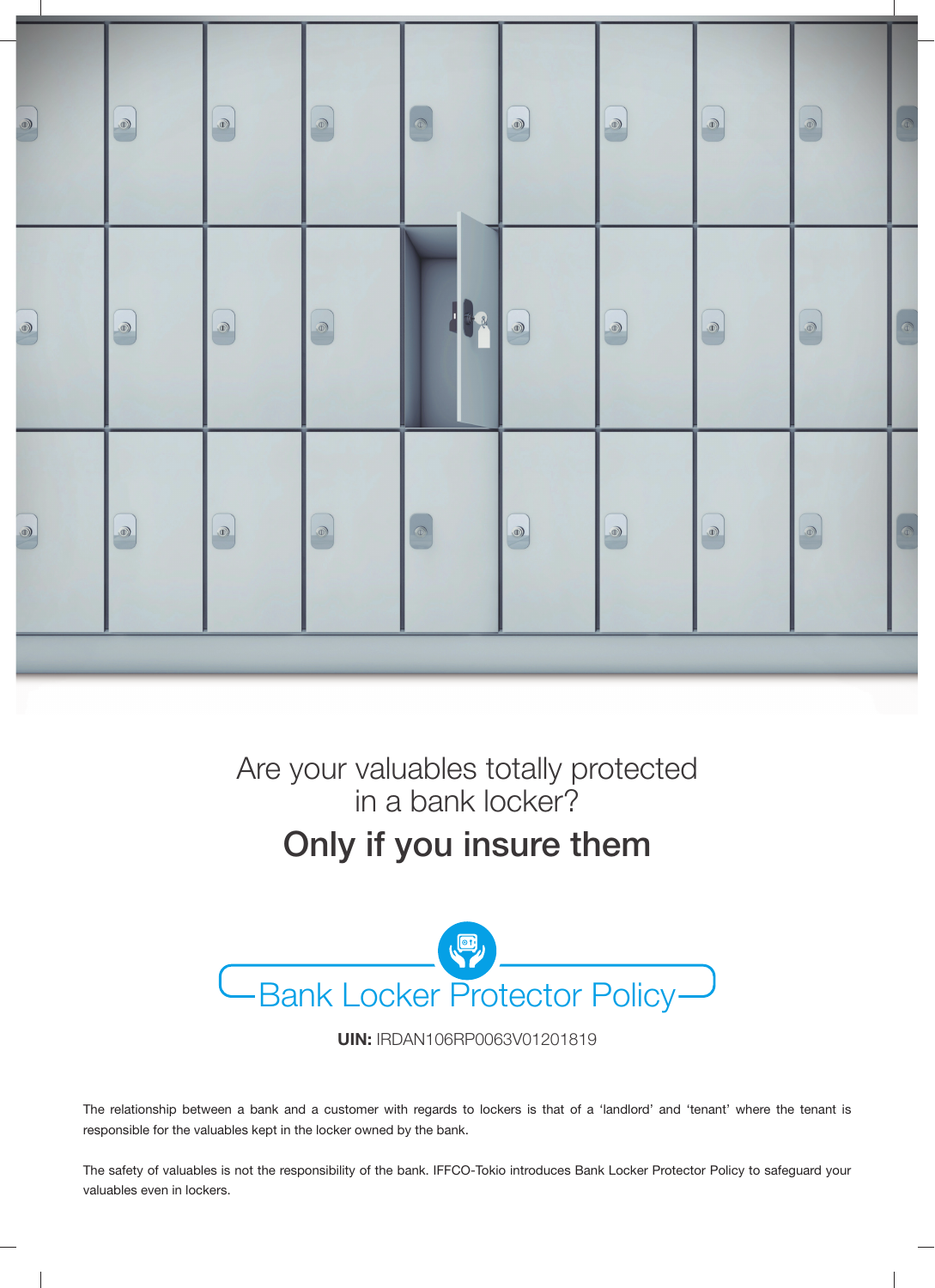Are your valuables totally protected in a bank locker?

## Only if you insure them

# Bank Locker Protector Policy

**UIN:** IRDAN106RP0063V01201819

The relationship between a bank and a customer with regards to lockers is that of a 'landlord' and 'tenant' where the tenant is responsible for the valuables kept in the locker owned by the bank.

The safety of valuables is not the responsibility of the bank. IFFCO-Tokio introduces Bank Locker Protector Policy to safeguard your valuables even in lockers.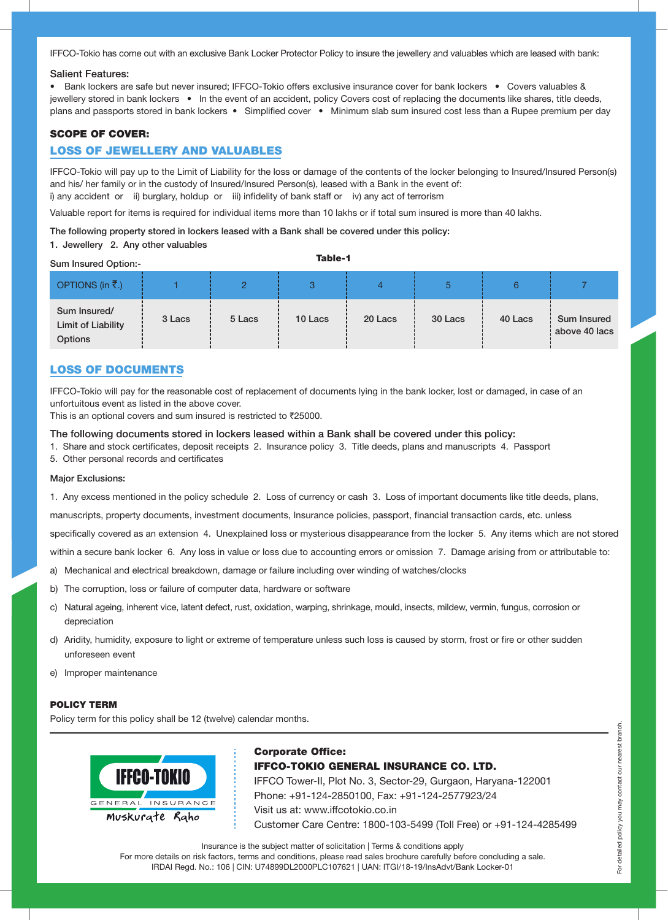IFFCO-Tokio has come out with an exclusive Bank Locker Protector Policy to insure the jewellery and valuables which are leased with bank:

**Salient Features:**

• Bank lockers are safe but never insured; IFFCO-Tokio offers exclusive insurance cover for bank lockers • Covers valuables & jewellery stored in bank lockers • In the event of an accident, policy Covers cost of replacing the documents like shares, title deeds, plans and passports stored in bank lockers • Simplified cover • Minimum slab sum insured cost less than a Rupee premium per day

## SCOPE OF COVER:

### LOSS OF JEWELLERY AND VALUABLES

IFFCO-Tokio will pay up to the Limit of Liability for the loss or damage of the contents of the locker belonging to Insured/Insured Person(s) and his/ her family or in the custody of Insured/Insured Person(s), leased with a Bank in the event of:
i) any accident or ii) burglary, holdup or iii) infidelity of bank staff or iv) any act of terrorism

Valuable report for items is required for individual items more than 10 lakhs or if total sum insured is more than 40 lakhs.

The following property stored in lockers leased with a Bank shall be covered under this policy:
1. Jewellery 2. Any other valuables

Sum Insured Option:-

**Table-1**

| OPTIONS (in ₹.) | 1 | 2 | 3 | 4 | 5 | 6 | 7 |
|---|---|---|---|---|---|---|---|
| Sum Insured/ Limit of Liability Options | 3 Lacs | 5 Lacs | 10 Lacs | 20 Lacs | 30 Lacs | 40 Lacs | Sum Insured above 40 lacs |

### LOSS OF DOCUMENTS

IFFCO-Tokio will pay for the reasonable cost of replacement of documents lying in the bank locker, lost or damaged, in case of an unfortuitous event as listed in the above cover.
This is an optional covers and sum insured is restricted to ₹25000.

The following documents stored in lockers leased within a Bank shall be covered under this policy:
1. Share and stock certificates, deposit receipts 2. Insurance policy 3. Title deeds, plans and manuscripts 4. Passport
5. Other personal records and certificates

**Major Exclusions:**

1. Any excess mentioned in the policy schedule 2. Loss of currency or cash 3. Loss of important documents like title deeds, plans, manuscripts, property documents, investment documents, Insurance policies, passport, financial transaction cards, etc. unless specifically covered as an extension 4. Unexplained loss or mysterious disappearance from the locker 5. Any items which are not stored within a secure bank locker 6. Any loss in value or loss due to accounting errors or omission 7. Damage arising from or attributable to:

a) Mechanical and electrical breakdown, damage or failure including over winding of watches/clocks
b) The corruption, loss or failure of computer data, hardware or software
c) Natural ageing, inherent vice, latent defect, rust, oxidation, warping, shrinkage, mould, insects, mildew, vermin, fungus, corrosion or depreciation
d) Aridity, humidity, exposure to light or extreme of temperature unless such loss is caused by storm, frost or fire or other sudden unforeseen event
e) Improper maintenance

## POLICY TERM

Policy term for this policy shall be 12 (twelve) calendar months.

IFFCO-TOKIO GENERAL INSURANCE
Muskurate Raho

**Corporate Office:**
**IFFCO-TOKIO GENERAL INSURANCE CO. LTD.**
IFFCO Tower-II, Plot No. 3, Sector-29, Gurgaon, Haryana-122001
Phone: +91-124-2850100, Fax: +91-124-2577923/24
Visit us at: www.iffcotokio.co.in
Customer Care Centre: 1800-103-5499 (Toll Free) or +91-124-4285499

For detailed policy you may contact our nearest branch.

Insurance is the subject matter of solicitation | Terms & conditions apply
For more details on risk factors, terms and conditions, please read sales brochure carefully before concluding a sale.
IRDAI Regd. No.: 106 | CIN: U74899DL2000PLC107621 | UAN: ITGI/18-19/InsAdvt/Bank Locker-01